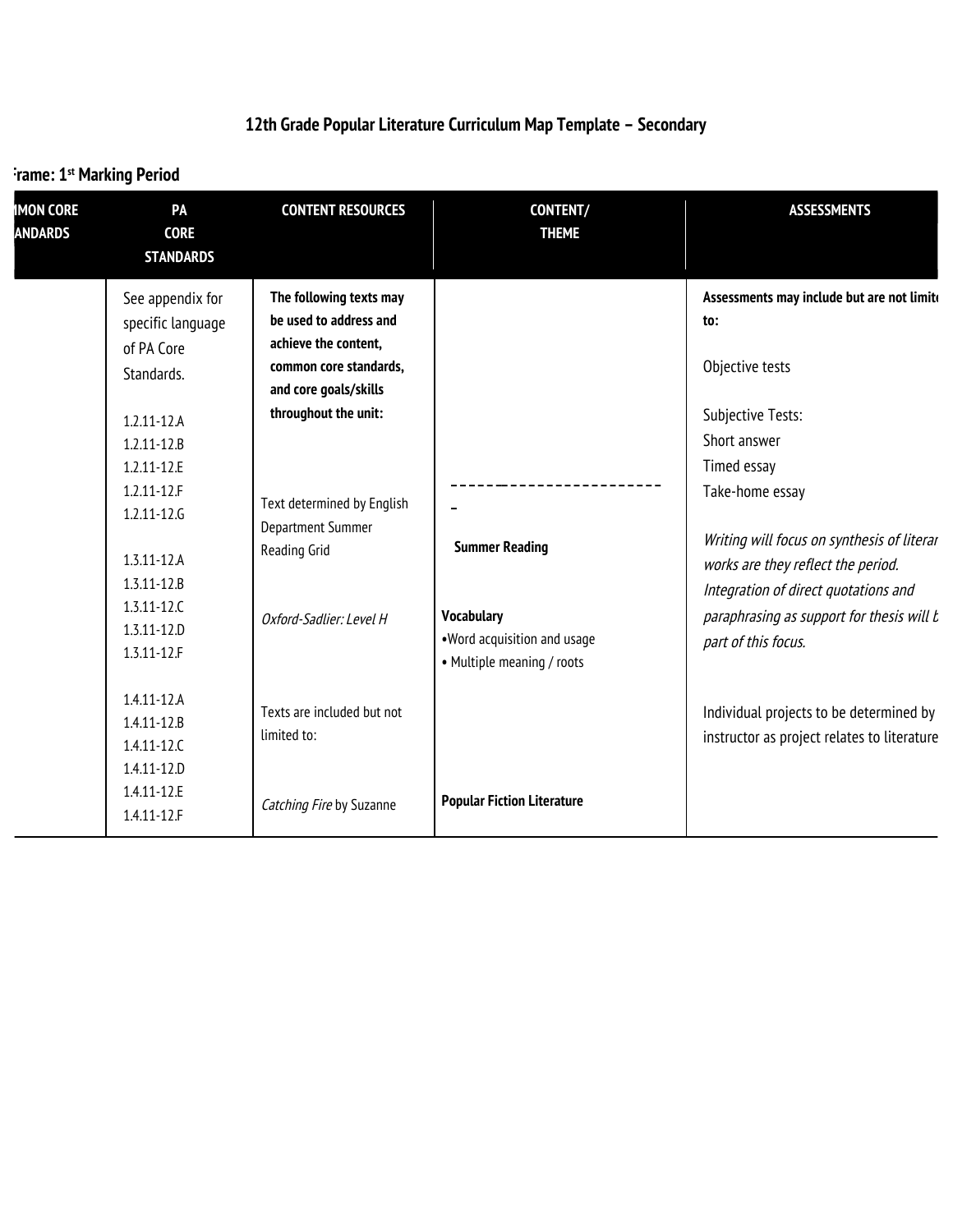# 12th Grade Popular Literature Curriculum Map Template – Secondary

**Frame: 1st Marking Period**

| MON CORE ANDARDS | PA CORE STANDARDS | CONTENT RESOURCES | CONTENT/ THEME | ASSESSMENTS |
|---|---|---|---|---|
| | See appendix for specific language of PA Core Standards.<br><br>1.2.11-12.A<br>1.2.11-12.B<br>1.2.11-12.E<br>1.2.11-12.F<br>1.2.11-12.G<br><br>1.3.11-12.A<br>1.3.11-12.B<br>1.3.11-12.C<br>1.3.11-12.D<br>1.3.11-12.F<br><br>1.4.11-12.A<br>1.4.11-12.B<br>1.4.11-12.C<br>1.4.11-12.D<br>1.4.11-12.E<br>1.4.11-12.F | **The following texts may be used to address and achieve the content, common core standards, and core goals/skills throughout the unit:**<br><br>Text determined by English Department Summer Reading Grid<br><br>*Oxford-Sadlier: Level H*<br><br>Texts are included but not limited to:<br><br>*Catching Fire* by Suzanne | ------------------------<br>–<br><br>**Summer Reading**<br><br>**Vocabulary**<br>•Word acquisition and usage<br>• Multiple meaning / roots<br><br>**Popular Fiction Literature** | **Assessments may include but are not limit to:**<br><br>Objective tests<br><br>Subjective Tests:<br>Short answer<br>Timed essay<br>Take-home essay<br><br>*Writing will focus on synthesis of literar works are they reflect the period. Integration of direct quotations and paraphrasing as support for thesis will b part of this focus.*<br><br>Individual projects to be determined by instructor as project relates to literature |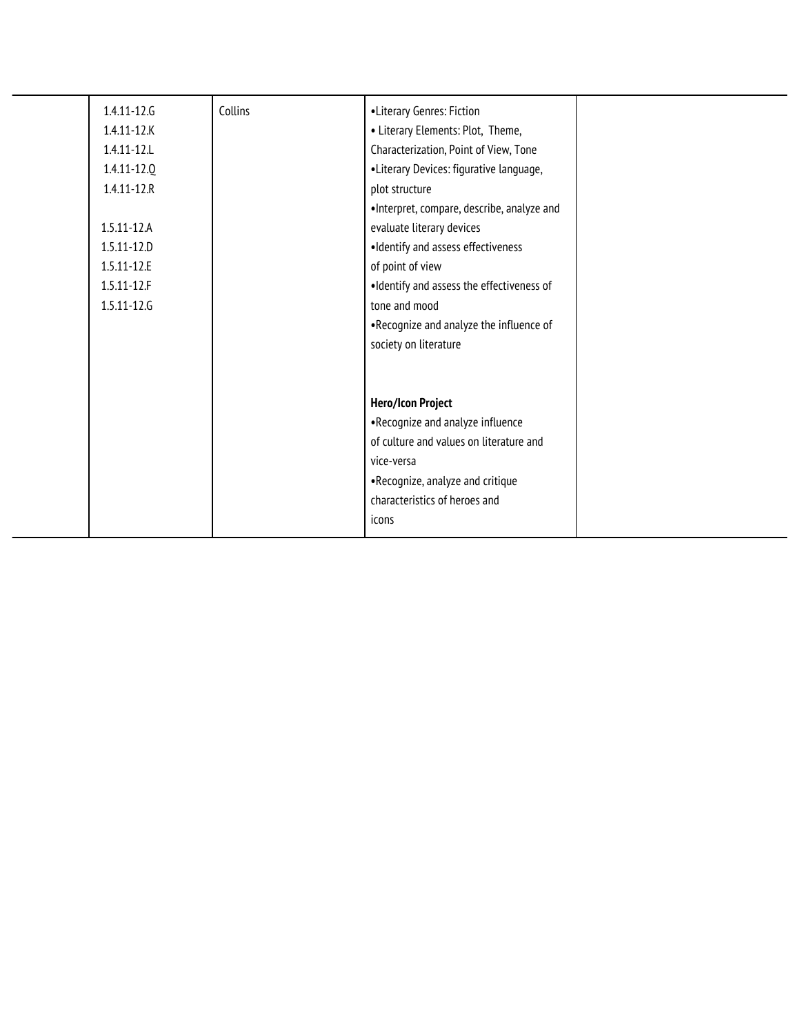|  | 1.4.11-12.G<br>1.4.11-12.K<br>1.4.11-12.L<br>1.4.11-12.Q<br>1.4.11-12.R<br><br>1.5.11-12.A<br>1.5.11-12.D<br>1.5.11-12.E<br>1.5.11-12.F<br>1.5.11-12.G | Collins | •Literary Genres: Fiction<br>• Literary Elements: Plot, Theme, Characterization, Point of View, Tone<br>•Literary Devices: figurative language, plot structure<br>•Interpret, compare, describe, analyze and evaluate literary devices<br>•Identify and assess effectiveness of point of view<br>•Identify and assess the effectiveness of tone and mood<br>•Recognize and analyze the influence of society on literature<br><br>**Hero/Icon Project**<br>•Recognize and analyze influence of culture and values on literature and vice-versa<br>•Recognize, analyze and critique characteristics of heroes and icons |  |
|---|---|---|---|---|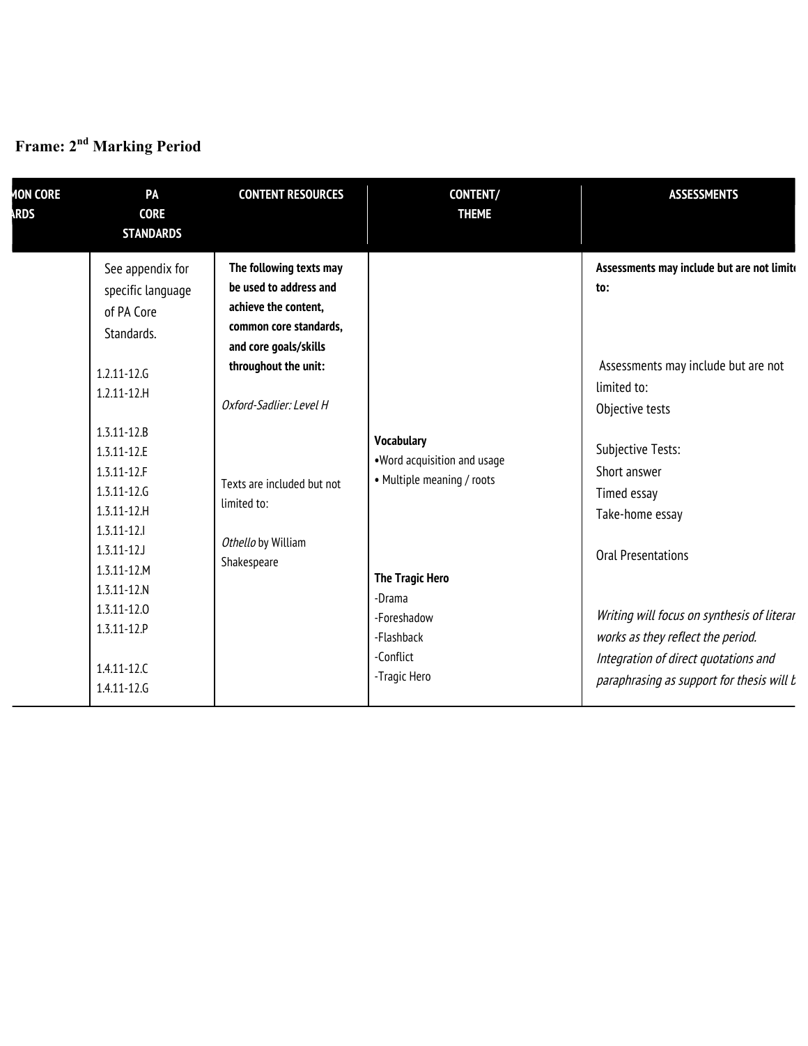**Frame: 2nd Marking Period**

| MON CORE ARDS | PA CORE STANDARDS | CONTENT RESOURCES | CONTENT/ THEME | ASSESSMENTS |
|---|---|---|---|---|
| | See appendix for specific language of PA Core Standards.<br><br>1.2.11-12.G<br>1.2.11-12.H<br><br>1.3.11-12.B<br>1.3.11-12.E<br>1.3.11-12.F<br>1.3.11-12.G<br>1.3.11-12.H<br>1.3.11-12.I<br>1.3.11-12.J<br>1.3.11-12.M<br>1.3.11-12.N<br>1.3.11-12.O<br>1.3.11-12.P<br><br>1.4.11-12.C<br>1.4.11-12.G | **The following texts may be used to address and achieve the content, common core standards, and core goals/skills throughout the unit:**<br><br>*Oxford-Sadlier: Level H*<br><br>Texts are included but not limited to:<br><br>*Othello* by William Shakespeare | **Vocabulary**<br>•Word acquisition and usage<br>• Multiple meaning / roots<br><br>**The Tragic Hero**<br>-Drama<br>-Foreshadow<br>-Flashback<br>-Conflict<br>-Tragic Hero | **Assessments may include but are not limit to:**<br><br>Assessments may include but are not limited to:<br>Objective tests<br><br>Subjective Tests:<br>Short answer<br>Timed essay<br>Take-home essay<br><br>Oral Presentations<br><br>*Writing will focus on synthesis of literar works as they reflect the period.*<br>*Integration of direct quotations and paraphrasing as support for thesis will b* |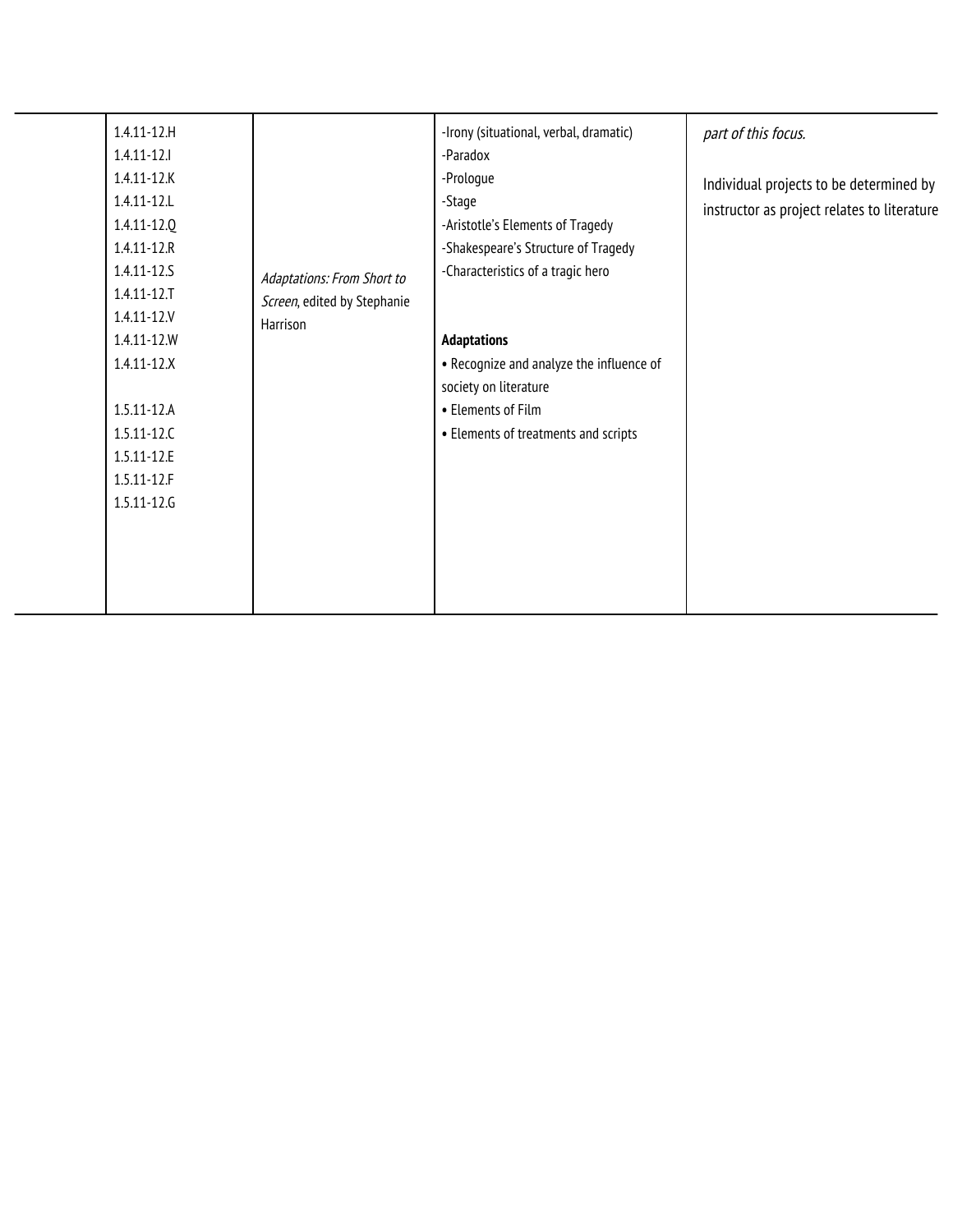| | | | | |
|---|---|---|---|---|
| | 1.4.11-12.H<br>1.4.11-12.I<br>1.4.11-12.K<br>1.4.11-12.L<br>1.4.11-12.Q<br>1.4.11-12.R<br>1.4.11-12.S<br>1.4.11-12.T<br>1.4.11-12.V<br>1.4.11-12.W<br>1.4.11-12.X<br><br>1.5.11-12.A<br>1.5.11-12.C<br>1.5.11-12.E<br>1.5.11-12.F<br>1.5.11-12.G | *Adaptations: From Short to Screen*, edited by Stephanie Harrison | -Irony (situational, verbal, dramatic)<br>-Paradox<br>-Prologue<br>-Stage<br>-Aristotle's Elements of Tragedy<br>-Shakespeare's Structure of Tragedy<br>-Characteristics of a tragic hero<br><br>**Adaptations**<br>• Recognize and analyze the influence of society on literature<br>• Elements of Film<br>• Elements of treatments and scripts | *part of this focus.*<br><br>Individual projects to be determined by instructor as project relates to literature |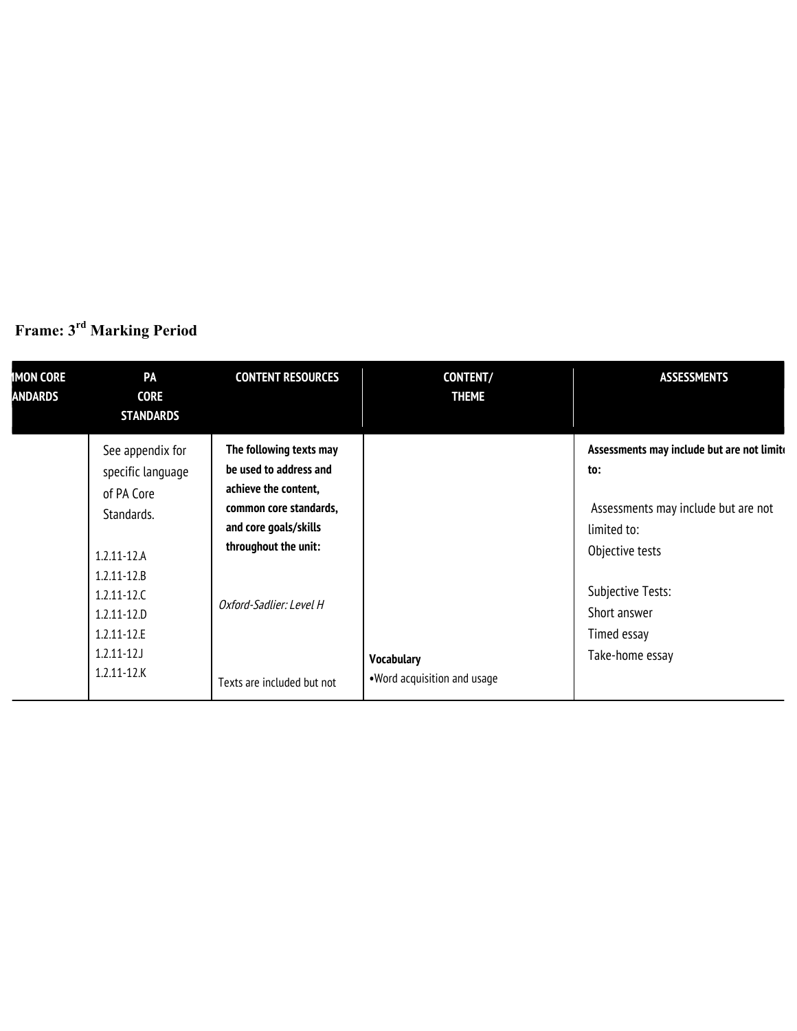**Frame: 3[rd] Marking Period**

| MON CORE ANDARDS | PA CORE STANDARDS | CONTENT RESOURCES | CONTENT/ THEME | ASSESSMENTS |
|---|---|---|---|---|
| | See appendix for specific language of PA Core Standards.<br><br>1.2.11-12.A<br>1.2.11-12.B<br>1.2.11-12.C<br>1.2.11-12.D<br>1.2.11-12.E<br>1.2.11-12.J<br>1.2.11-12.K | **The following texts may be used to address and achieve the content, common core standards, and core goals/skills throughout the unit:**<br><br>*Oxford-Sadlier: Level H*<br><br>Texts are included but not | **Vocabulary**<br>•Word acquisition and usage | **Assessments may include but are not limit to:**<br><br>Assessments may include but are not limited to:<br>Objective tests<br><br>Subjective Tests:<br>Short answer<br>Timed essay<br>Take-home essay |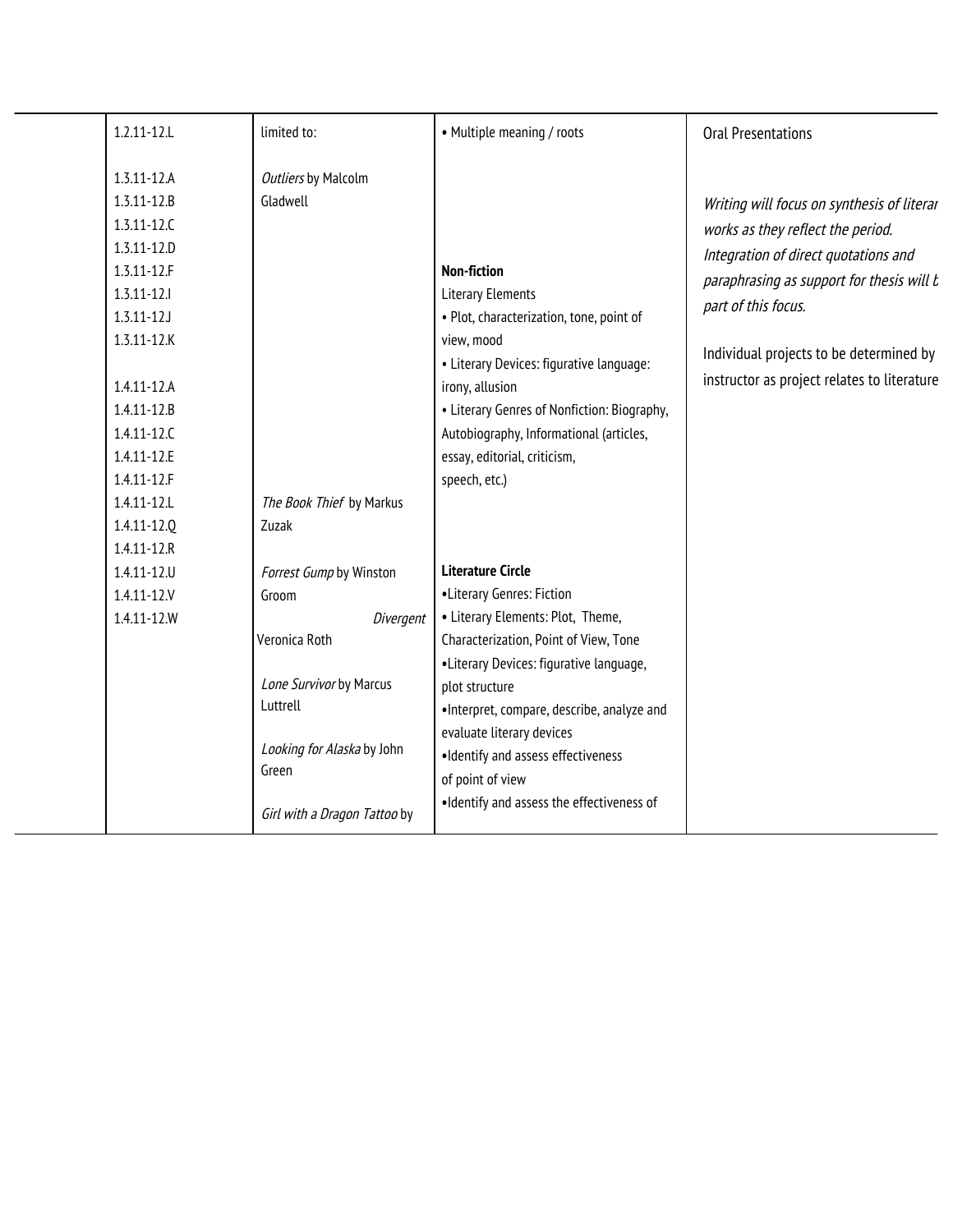| | | | | |
|---|---|---|---|---|
| | 1.2.11-12.L<br><br>1.3.11-12.A<br>1.3.11-12.B<br>1.3.11-12.C<br>1.3.11-12.D<br>1.3.11-12.F<br>1.3.11-12.I<br>1.3.11-12.J<br>1.3.11-12.K<br><br>1.4.11-12.A<br>1.4.11-12.B<br>1.4.11-12.C<br>1.4.11-12.E<br>1.4.11-12.F<br>1.4.11-12.L<br>1.4.11-12.Q<br>1.4.11-12.R<br>1.4.11-12.U<br>1.4.11-12.V<br>1.4.11-12.W | limited to:<br><br>*Outliers* by Malcolm Gladwell<br><br>*The Book Thief* by Markus Zuzak<br><br>*Forrest Gump* by Winston Groom<br><br>*Divergent* Veronica Roth<br><br>*Lone Survivor* by Marcus Luttrell<br><br>*Looking for Alaska* by John Green<br><br>*Girl with a Dragon Tattoo* by | • Multiple meaning / roots<br><br>**Non-fiction**<br>Literary Elements<br>• Plot, characterization, tone, point of view, mood<br>• Literary Devices: figurative language: irony, allusion<br>• Literary Genres of Nonfiction: Biography, Autobiography, Informational (articles, essay, editorial, criticism, speech, etc.)<br><br>**Literature Circle**<br>•Literary Genres: Fiction<br>• Literary Elements: Plot, Theme, Characterization, Point of View, Tone<br>•Literary Devices: figurative language, plot structure<br>•Interpret, compare, describe, analyze and evaluate literary devices<br>•Identify and assess effectiveness of point of view<br>•Identify and assess the effectiveness of | Oral Presentations<br><br>*Writing will focus on synthesis of literar works as they reflect the period. Integration of direct quotations and paraphrasing as support for thesis will b part of this focus.*<br><br>Individual projects to be determined by instructor as project relates to literature |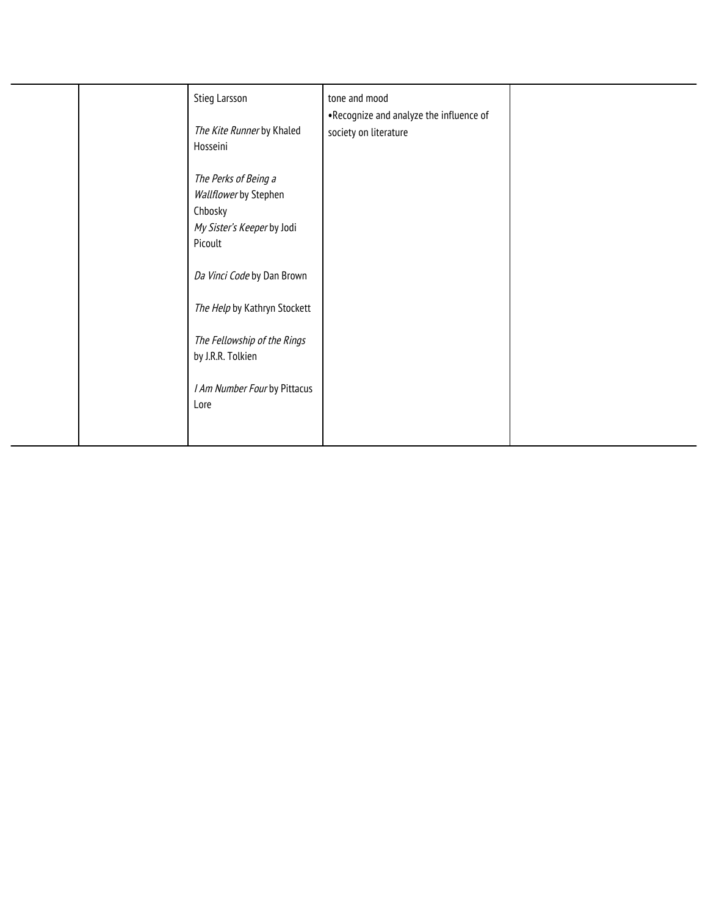|  |  |  |  |  |
|---|---|---|---|---|
|  |  | Stieg Larsson<br><br>*The Kite Runner* by Khaled Hosseini<br><br>*The Perks of Being a Wallflower* by Stephen Chbosky<br>*My Sister's Keeper* by Jodi Picoult<br><br>*Da Vinci Code* by Dan Brown<br><br>*The Help* by Kathryn Stockett<br><br>*The Fellowship of the Rings* by J.R.R. Tolkien<br><br>*I Am Number Four* by Pittacus Lore | tone and mood<br>•Recognize and analyze the influence of society on literature |  |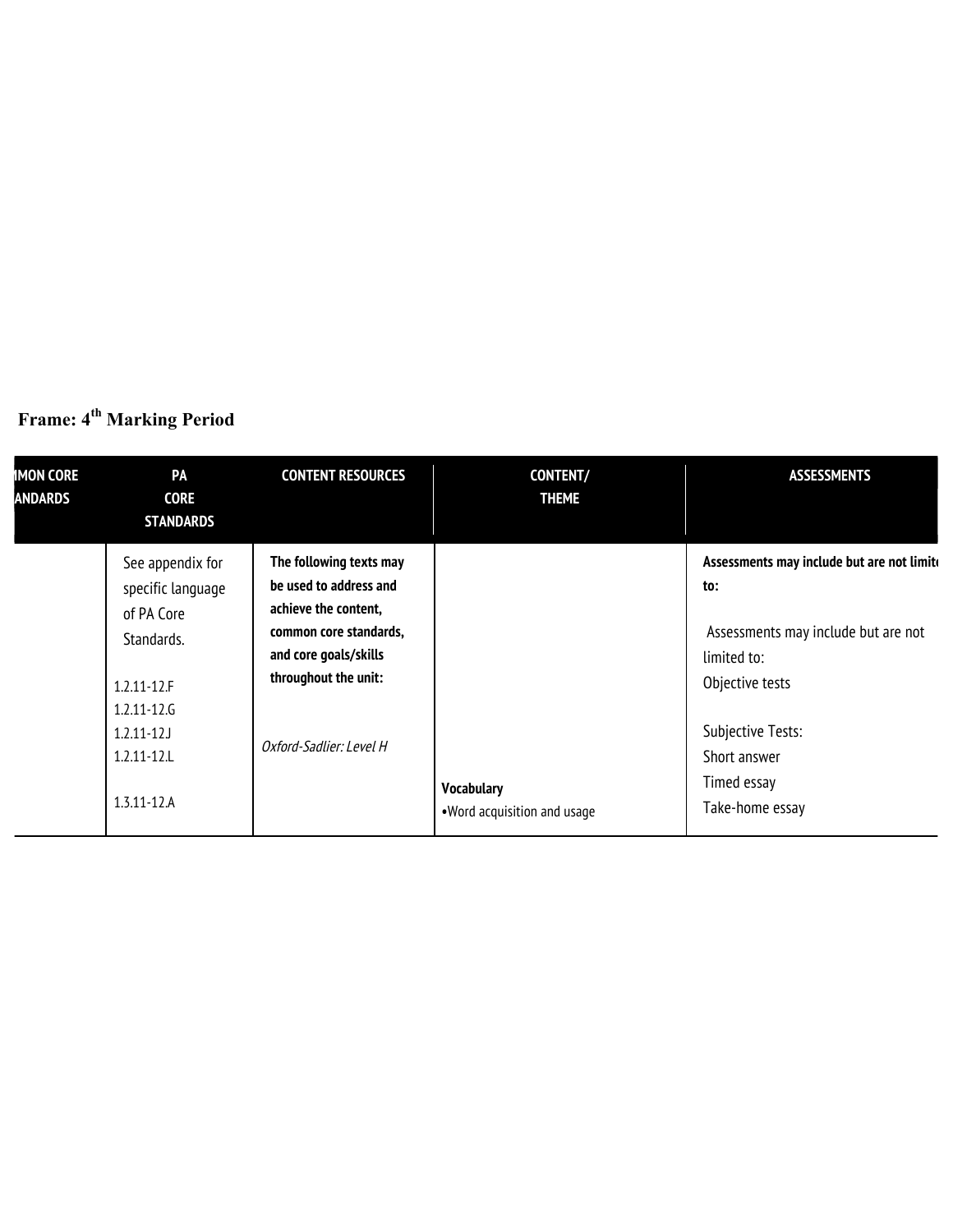## Frame: 4[th] Marking Period

| MON CORE ANDARDS | PA CORE STANDARDS | CONTENT RESOURCES | CONTENT/ THEME | ASSESSMENTS |
|---|---|---|---|---|
| | See appendix for specific language of PA Core Standards.<br><br>1.2.11-12.F<br>1.2.11-12.G<br>1.2.11-12.J<br>1.2.11-12.L<br><br>1.3.11-12.A | **The following texts may be used to address and achieve the content, common core standards, and core goals/skills throughout the unit:**<br><br>*Oxford-Sadlier: Level H* | **Vocabulary**<br>•Word acquisition and usage | **Assessments may include but are not limit to:**<br><br>Assessments may include but are not limited to:<br>Objective tests<br><br>Subjective Tests:<br>Short answer<br>Timed essay<br>Take-home essay |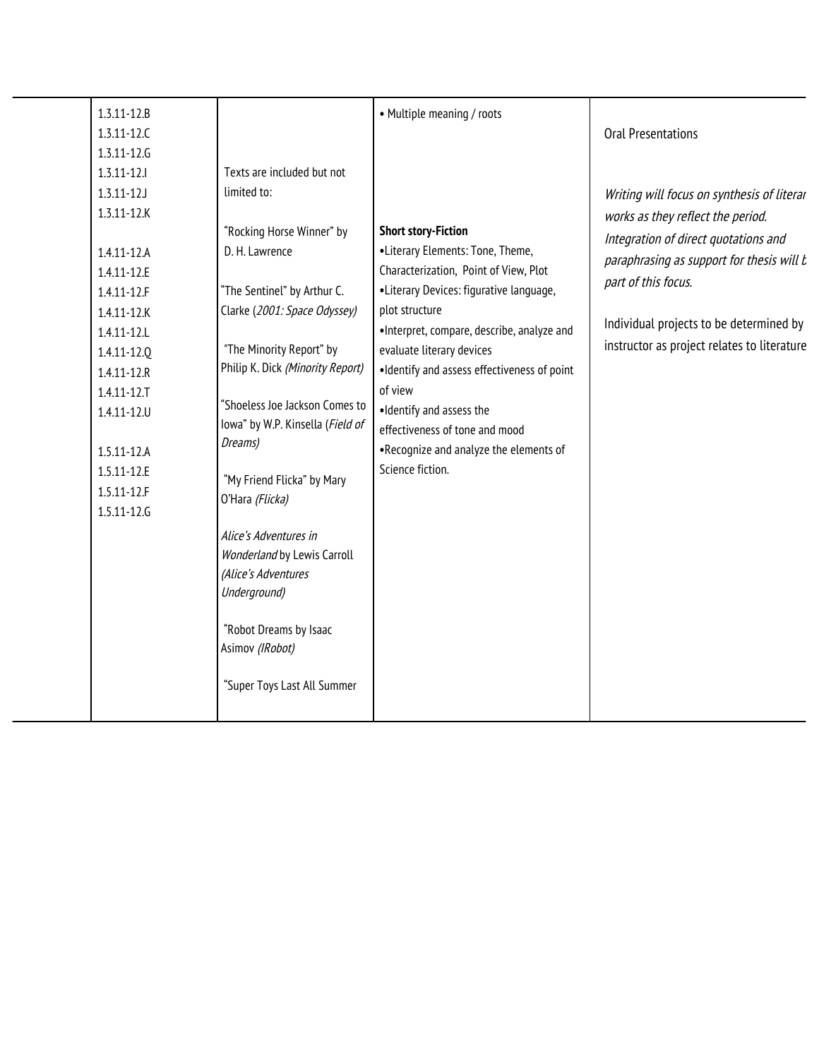| | | | | |
|---|---|---|---|---|
| | 1.3.11-12.B<br>1.3.11-12.C<br>1.3.11-12.G<br>1.3.11-12.I<br>1.3.11-12J<br>1.3.11-12.K<br><br>1.4.11-12.A<br>1.4.11-12.E<br>1.4.11-12.F<br>1.4.11-12.K<br>1.4.11-12.L<br>1.4.11-12.Q<br>1.4.11-12.R<br>1.4.11-12.T<br>1.4.11-12.U<br><br>1.5.11-12.A<br>1.5.11-12.E<br>1.5.11-12.F<br>1.5.11-12.G | Texts are included but not limited to:<br><br>"Rocking Horse Winner" by D. H. Lawrence<br><br>"The Sentinel" by Arthur C. Clarke (*2001: Space Odyssey*)<br><br>"The Minority Report" by Philip K. Dick *(Minority Report)*<br><br>"Shoeless Joe Jackson Comes to Iowa" by W.P. Kinsella (*Field of Dreams)*<br><br>"My Friend Flicka" by Mary O'Hara *(Flicka)*<br><br>*Alice's Adventures in Wonderland* by Lewis Carroll *(Alice's Adventures Underground)*<br><br>"Robot Dreams by Isaac Asimov *(IRobot)*<br><br>"Super Toys Last All Summer | • Multiple meaning / roots<br><br>**Short story-Fiction**<br>•Literary Elements: Tone, Theme, Characterization, Point of View, Plot<br>•Literary Devices: figurative language, plot structure<br>•Interpret, compare, describe, analyze and evaluate literary devices<br>•Identify and assess effectiveness of point of view<br>•Identify and assess the effectiveness of tone and mood<br>•Recognize and analyze the elements of Science fiction. | Oral Presentations<br><br>*Writing will focus on synthesis of literar works as they reflect the period. Integration of direct quotations and paraphrasing as support for thesis will b part of this focus.*<br><br>Individual projects to be determined by instructor as project relates to literature |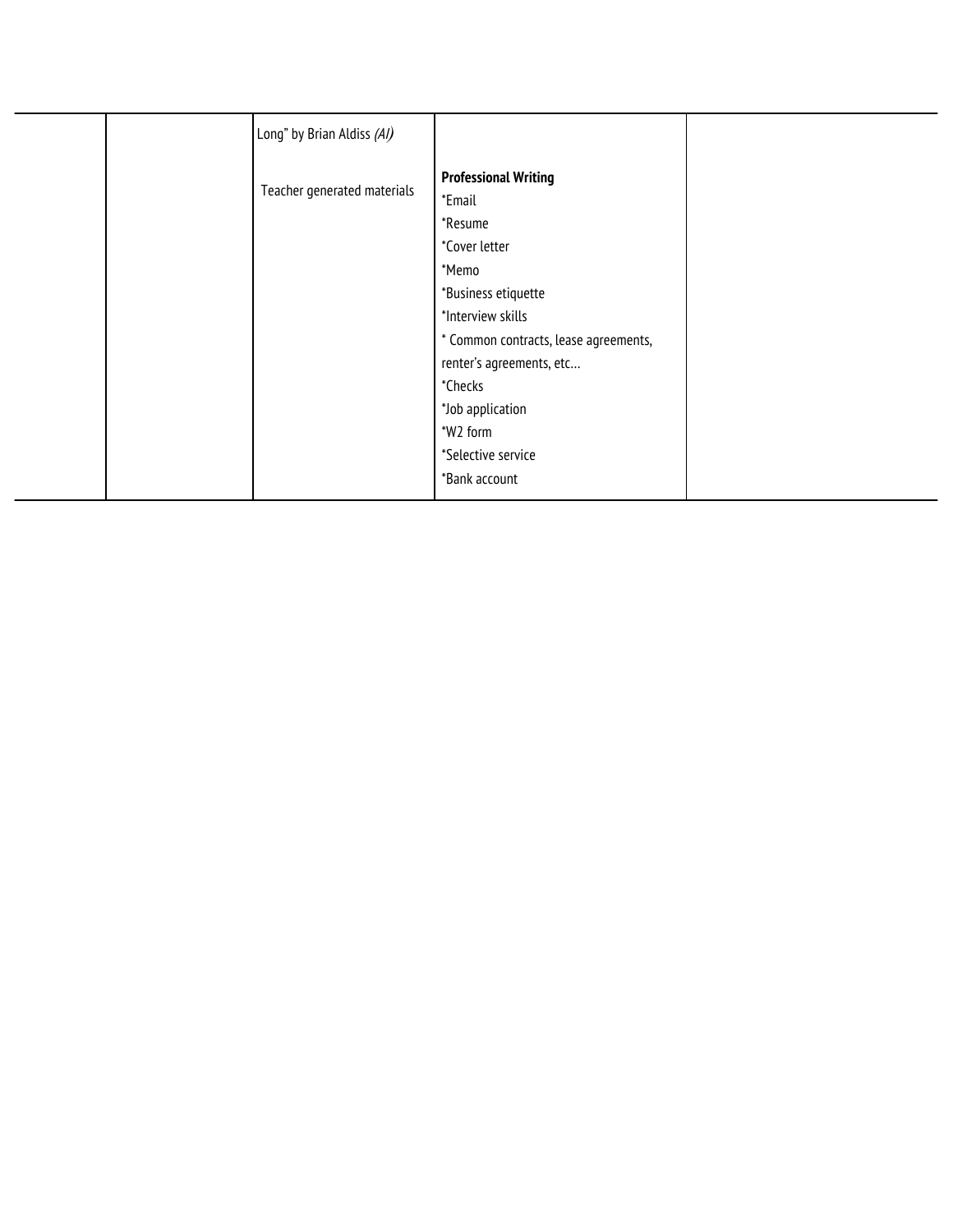| | | | | |
|---|---|---|---|---|
| | | Long" by Brian Aldiss *(AI)*<br><br>Teacher generated materials | **Professional Writing**<br>*Email<br>*Resume<br>*Cover letter<br>*Memo<br>*Business etiquette<br>*Interview skills<br>* Common contracts, lease agreements, renter's agreements, etc…<br>*Checks<br>*Job application<br>*W2 form<br>*Selective service<br>*Bank account | |